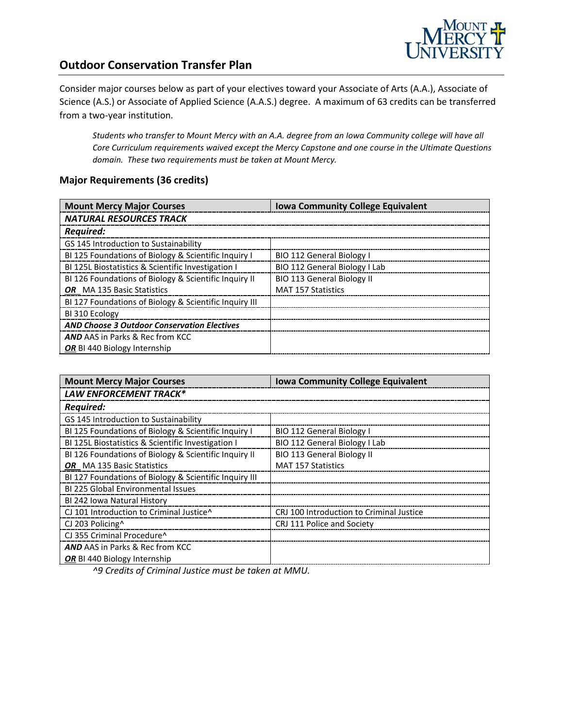# Outdoor Conservation Transfer Plan

Consider major courses below as part of your electives toward your Associate of Arts (A.A.), Associate of Science (A.S.) or Associate of Applied Science (A.A.S.) degree. A maximum of 63 credits can be transferred from a two-year institution.

> *Students who transfer to Mount Mercy with an A.A. degree from an Iowa Community college will have all Core Curriculum requirements waived except the Mercy Capstone and one course in the Ultimate Questions domain. These two requirements must be taken at Mount Mercy.*

## Major Requirements (36 credits)

| Mount Mercy Major Courses | Iowa Community College Equivalent |
|---|---|
| ***NATURAL RESOURCES TRACK*** | |
| ***Required:*** | |
| GS 145 Introduction to Sustainability | |
| BI 125 Foundations of Biology & Scientific Inquiry I | BIO 112 General Biology I |
| BI 125L Biostatistics & Scientific Investigation I | BIO 112 General Biology I Lab |
| BI 126 Foundations of Biology & Scientific Inquiry II<br>***OR*** MA 135 Basic Statistics | BIO 113 General Biology II<br>MAT 157 Statistics |
| BI 127 Foundations of Biology & Scientific Inquiry III | |
| BI 310 Ecology | |
| ***AND Choose 3 Outdoor Conservation Electives*** | |
| ***AND*** AAS in Parks & Rec from KCC<br>***OR*** BI 440 Biology Internship | |

| Mount Mercy Major Courses | Iowa Community College Equivalent |
|---|---|
| ***LAW ENFORCEMENT TRACK**** | |
| ***Required:*** | |
| GS 145 Introduction to Sustainability | |
| BI 125 Foundations of Biology & Scientific Inquiry I | BIO 112 General Biology I |
| BI 125L Biostatistics & Scientific Investigation I | BIO 112 General Biology I Lab |
| BI 126 Foundations of Biology & Scientific Inquiry II<br>***OR*** MA 135 Basic Statistics | BIO 113 General Biology II<br>MAT 157 Statistics |
| BI 127 Foundations of Biology & Scientific Inquiry III | |
| BI 225 Global Environmental Issues | |
| BI 242 Iowa Natural History | |
| CJ 101 Introduction to Criminal Justice^ | CRJ 100 Introduction to Criminal Justice |
| CJ 203 Policing^ | CRJ 111 Police and Society |
| CJ 355 Criminal Procedure^ | |
| ***AND*** AAS in Parks & Rec from KCC<br>***OR*** BI 440 Biology Internship | |

*^9 Credits of Criminal Justice must be taken at MMU.*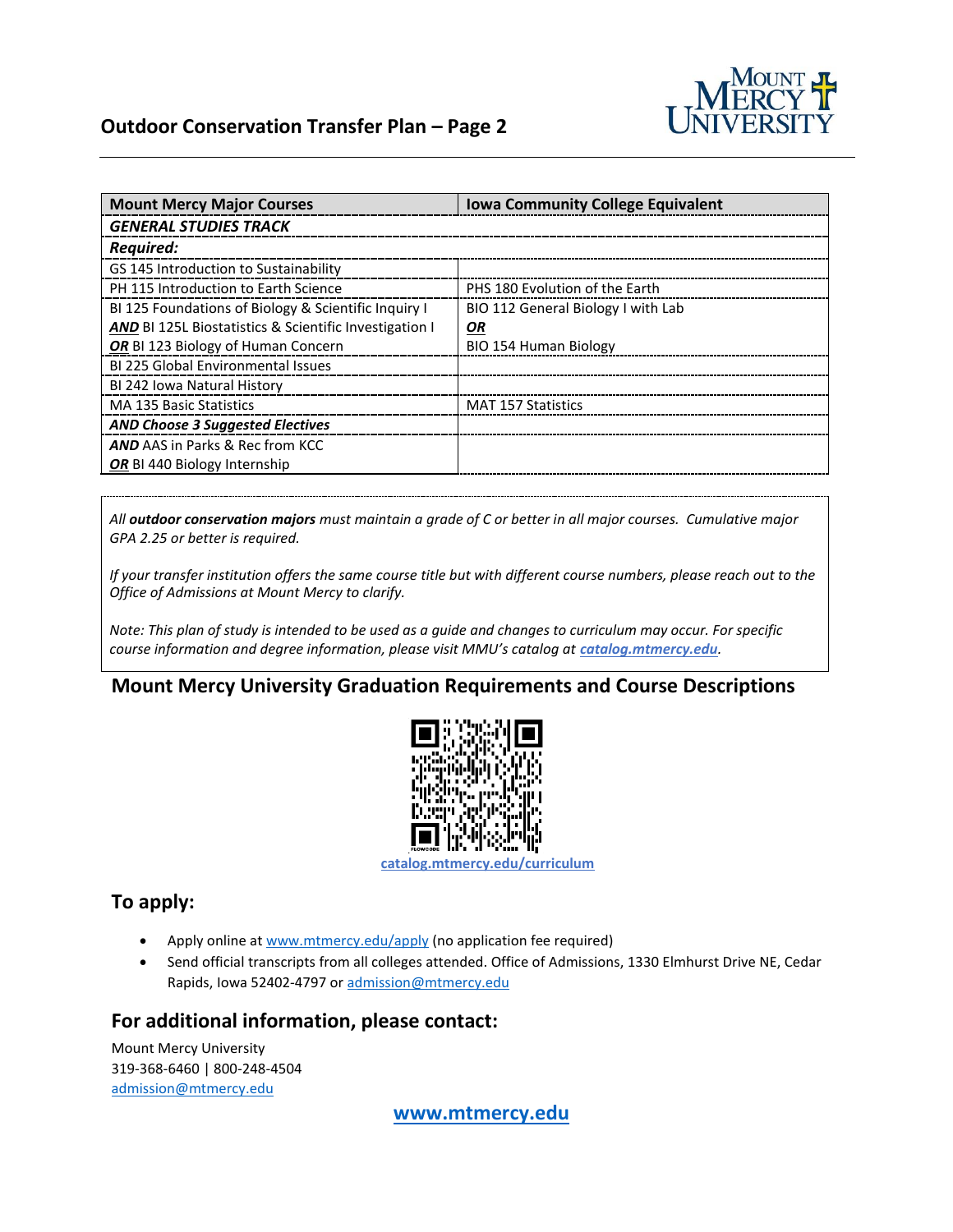## Outdoor Conservation Transfer Plan – Page 2

| Mount Mercy Major Courses | Iowa Community College Equivalent |
|---|---|
| ***GENERAL STUDIES TRACK*** | |
| ***Required:*** | |
| GS 145 Introduction to Sustainability | |
| PH 115 Introduction to Earth Science | PHS 180 Evolution of the Earth |
| BI 125 Foundations of Biology & Scientific Inquiry I ***AND*** BI 125L Biostatistics & Scientific Investigation I ***OR*** BI 123 Biology of Human Concern | BIO 112 General Biology I with Lab ***OR*** BIO 154 Human Biology |
| BI 225 Global Environmental Issues | |
| BI 242 Iowa Natural History | |
| MA 135 Basic Statistics | MAT 157 Statistics |
| ***AND Choose 3 Suggested Electives*** | |
| ***AND*** AAS in Parks & Rec from KCC ***OR*** BI 440 Biology Internship | |

*All **outdoor conservation majors** must maintain a grade of C or better in all major courses. Cumulative major GPA 2.25 or better is required.*

*If your transfer institution offers the same course title but with different course numbers, please reach out to the Office of Admissions at Mount Mercy to clarify.*

*Note: This plan of study is intended to be used as a guide and changes to curriculum may occur. For specific course information and degree information, please visit MMU's catalog at **catalog.mtmercy.edu**.*

## Mount Mercy University Graduation Requirements and Course Descriptions

catalog.mtmercy.edu/curriculum

## To apply:

- Apply online at www.mtmercy.edu/apply (no application fee required)
- Send official transcripts from all colleges attended. Office of Admissions, 1330 Elmhurst Drive NE, Cedar Rapids, Iowa 52402-4797 or admission@mtmercy.edu

## For additional information, please contact:

Mount Mercy University
319-368-6460 | 800-248-4504
admission@mtmercy.edu

**www.mtmercy.edu**